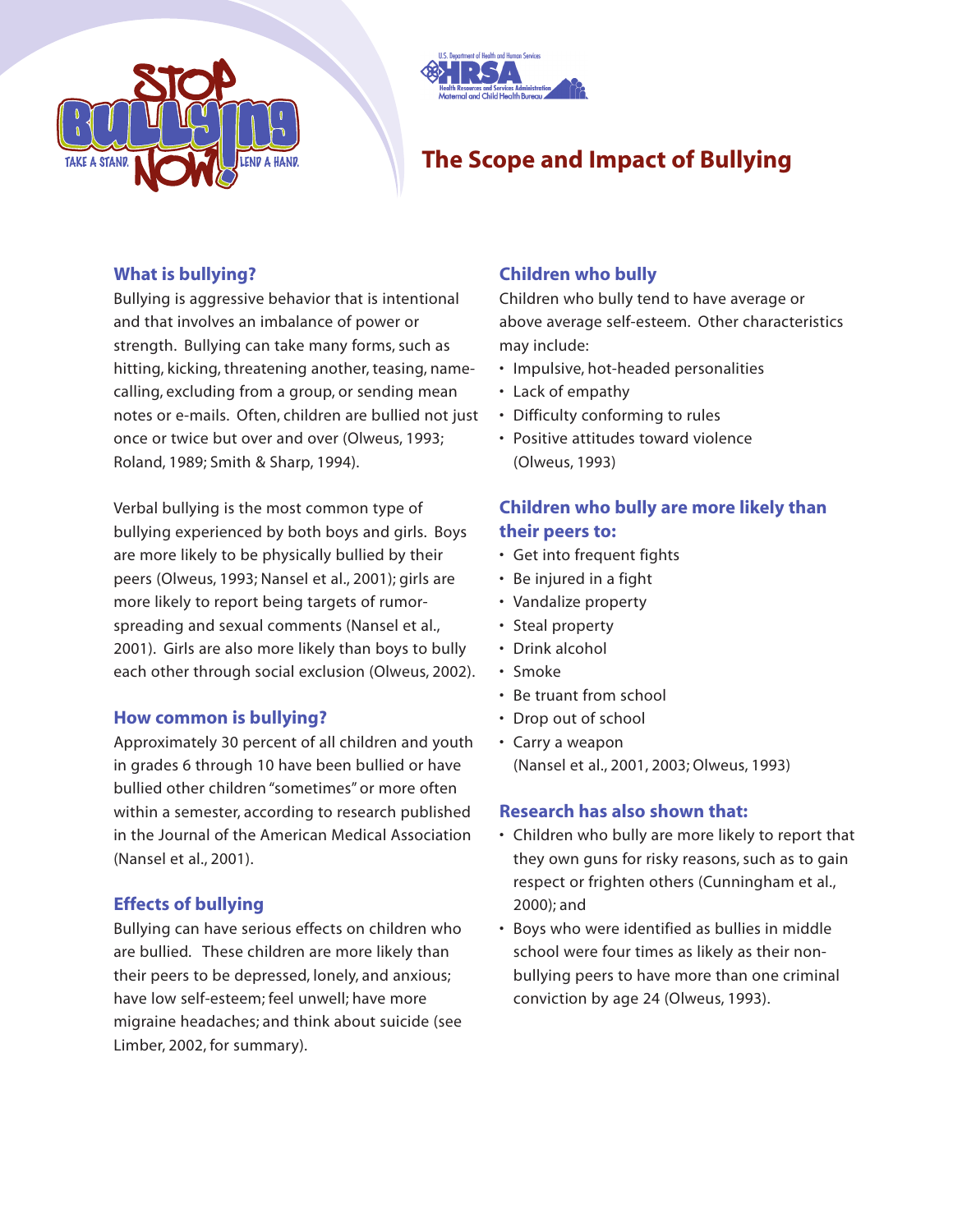# The Scope and Impact of Bullying

## What is bullying?

Bullying is aggressive behavior that is intentional and that involves an imbalance of power or strength. Bullying can take many forms, such as hitting, kicking, threatening another, teasing, name-calling, excluding from a group, or sending mean notes or e-mails. Often, children are bullied not just once or twice but over and over (Olweus, 1993; Roland, 1989; Smith & Sharp, 1994).

Verbal bullying is the most common type of bullying experienced by both boys and girls. Boys are more likely to be physically bullied by their peers (Olweus, 1993; Nansel et al., 2001); girls are more likely to report being targets of rumor-spreading and sexual comments (Nansel et al., 2001). Girls are also more likely than boys to bully each other through social exclusion (Olweus, 2002).

## How common is bullying?

Approximately 30 percent of all children and youth in grades 6 through 10 have been bullied or have bullied other children "sometimes" or more often within a semester, according to research published in the Journal of the American Medical Association (Nansel et al., 2001).

## Effects of bullying

Bullying can have serious effects on children who are bullied. These children are more likely than their peers to be depressed, lonely, and anxious; have low self-esteem; feel unwell; have more migraine headaches; and think about suicide (see Limber, 2002, for summary).

## Children who bully

Children who bully tend to have average or above average self-esteem. Other characteristics may include:

- Impulsive, hot-headed personalities
- Lack of empathy
- Difficulty conforming to rules
- Positive attitudes toward violence (Olweus, 1993)

## Children who bully are more likely than their peers to:

- Get into frequent fights
- Be injured in a fight
- Vandalize property
- Steal property
- Drink alcohol
- Smoke
- Be truant from school
- Drop out of school
- Carry a weapon (Nansel et al., 2001, 2003; Olweus, 1993)

## Research has also shown that:

- Children who bully are more likely to report that they own guns for risky reasons, such as to gain respect or frighten others (Cunningham et al., 2000); and
- Boys who were identified as bullies in middle school were four times as likely as their non-bullying peers to have more than one criminal conviction by age 24 (Olweus, 1993).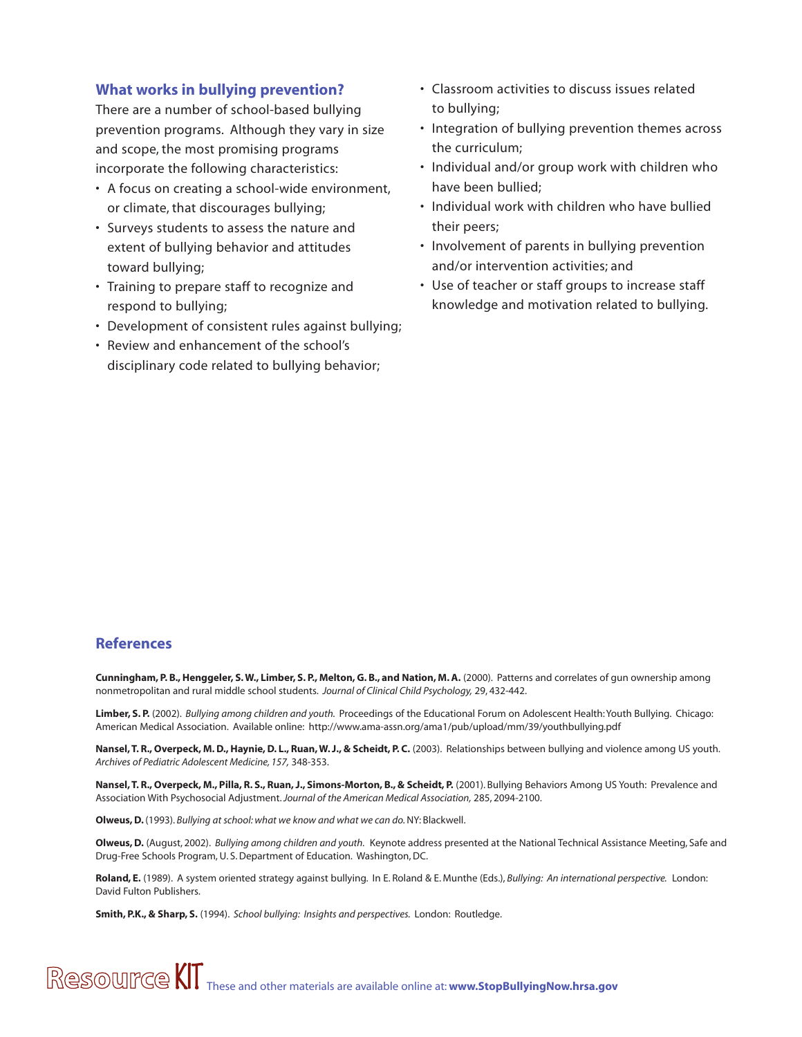## What works in bullying prevention?

There are a number of school-based bullying prevention programs. Although they vary in size and scope, the most promising programs incorporate the following characteristics:

- A focus on creating a school-wide environment, or climate, that discourages bullying;
- Surveys students to assess the nature and extent of bullying behavior and attitudes toward bullying;
- Training to prepare staff to recognize and respond to bullying;
- Development of consistent rules against bullying;
- Review and enhancement of the school's disciplinary code related to bullying behavior;
- Classroom activities to discuss issues related to bullying;
- Integration of bullying prevention themes across the curriculum;
- Individual and/or group work with children who have been bullied;
- Individual work with children who have bullied their peers;
- Involvement of parents in bullying prevention and/or intervention activities; and
- Use of teacher or staff groups to increase staff knowledge and motivation related to bullying.

## References

**Cunningham, P. B., Henggeler, S. W., Limber, S. P., Melton, G. B., and Nation, M. A.** (2000). Patterns and correlates of gun ownership among nonmetropolitan and rural middle school students. *Journal of Clinical Child Psychology,* 29, 432-442.

**Limber, S. P.** (2002). *Bullying among children and youth.* Proceedings of the Educational Forum on Adolescent Health: Youth Bullying. Chicago: American Medical Association. Available online: http://www.ama-assn.org/ama1/pub/upload/mm/39/youthbullying.pdf

**Nansel, T. R., Overpeck, M. D., Haynie, D. L., Ruan, W. J., & Scheidt, P. C.** (2003). Relationships between bullying and violence among US youth. *Archives of Pediatric Adolescent Medicine, 157,* 348-353.

**Nansel, T. R., Overpeck, M., Pilla, R. S., Ruan, J., Simons-Morton, B., & Scheidt, P.** (2001). Bullying Behaviors Among US Youth: Prevalence and Association With Psychosocial Adjustment. *Journal of the American Medical Association,* 285, 2094-2100.

**Olweus, D.** (1993). *Bullying at school: what we know and what we can do.* NY: Blackwell.

**Olweus, D.** (August, 2002). *Bullying among children and youth.* Keynote address presented at the National Technical Assistance Meeting, Safe and Drug-Free Schools Program, U. S. Department of Education. Washington, DC.

**Roland, E.** (1989). A system oriented strategy against bullying. In E. Roland & E. Munthe (Eds.), *Bullying: An international perspective.* London: David Fulton Publishers.

**Smith, P.K., & Sharp, S.** (1994). *School bullying: Insights and perspectives.* London: Routledge.

Resource KIT These and other materials are available online at: **www.StopBullyingNow.hrsa.gov**